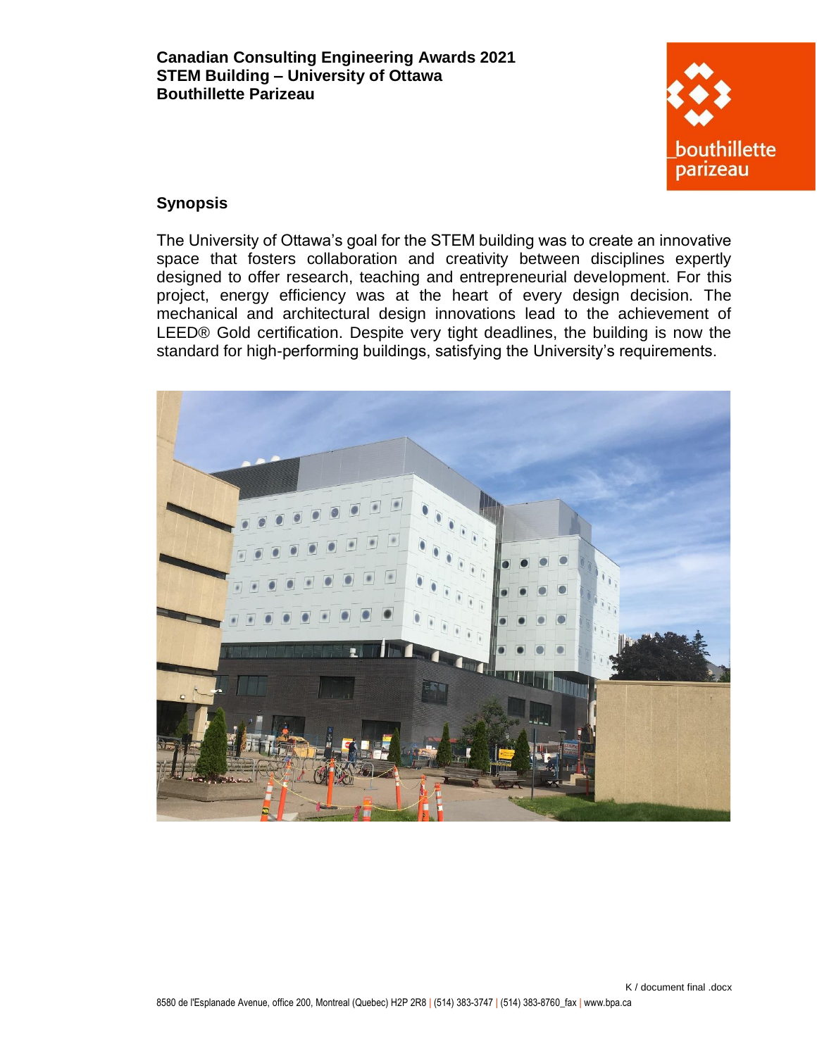**Canadian Consulting Engineering Awards 2021**
**STEM Building – University of Ottawa**
**Bouthillette Parizeau**

## Synopsis

The University of Ottawa's goal for the STEM building was to create an innovative space that fosters collaboration and creativity between disciplines expertly designed to offer research, teaching and entrepreneurial development. For this project, energy efficiency was at the heart of every design decision. The mechanical and architectural design innovations lead to the achievement of LEED® Gold certification. Despite very tight deadlines, the building is now the standard for high-performing buildings, satisfying the University's requirements.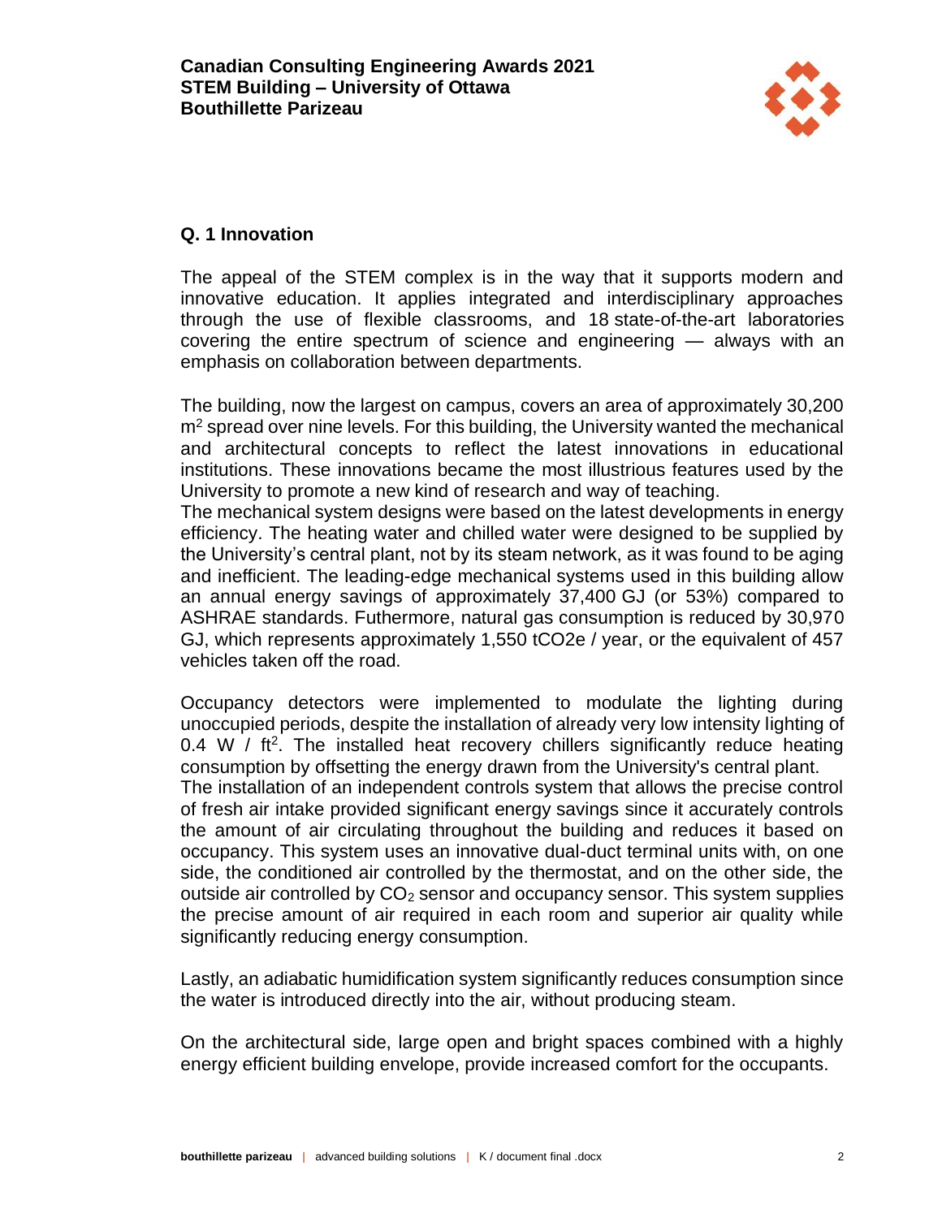## Q. 1 Innovation

The appeal of the STEM complex is in the way that it supports modern and innovative education. It applies integrated and interdisciplinary approaches through the use of flexible classrooms, and 18 state-of-the-art laboratories covering the entire spectrum of science and engineering — always with an emphasis on collaboration between departments.

The building, now the largest on campus, covers an area of approximately 30,200 $m^2$ spread over nine levels. For this building, the University wanted the mechanical and architectural concepts to reflect the latest innovations in educational institutions. These innovations became the most illustrious features used by the University to promote a new kind of research and way of teaching.

The mechanical system designs were based on the latest developments in energy efficiency. The heating water and chilled water were designed to be supplied by the University's central plant, not by its steam network, as it was found to be aging and inefficient. The leading-edge mechanical systems used in this building allow an annual energy savings of approximately 37,400 GJ (or 53%) compared to ASHRAE standards. Futhermore, natural gas consumption is reduced by 30,970 GJ, which represents approximately 1,550 tCO2e / year, or the equivalent of 457 vehicles taken off the road.

Occupancy detectors were implemented to modulate the lighting during unoccupied periods, despite the installation of already very low intensity lighting of 0.4 W / $ft^2$. The installed heat recovery chillers significantly reduce heating consumption by offsetting the energy drawn from the University's central plant.

The installation of an independent controls system that allows the precise control of fresh air intake provided significant energy savings since it accurately controls the amount of air circulating throughout the building and reduces it based on occupancy. This system uses an innovative dual-duct terminal units with, on one side, the conditioned air controlled by the thermostat, and on the other side, the outside air controlled by $CO_2$ sensor and occupancy sensor. This system supplies the precise amount of air required in each room and superior air quality while significantly reducing energy consumption.

Lastly, an adiabatic humidification system significantly reduces consumption since the water is introduced directly into the air, without producing steam.

On the architectural side, large open and bright spaces combined with a highly energy efficient building envelope, provide increased comfort for the occupants.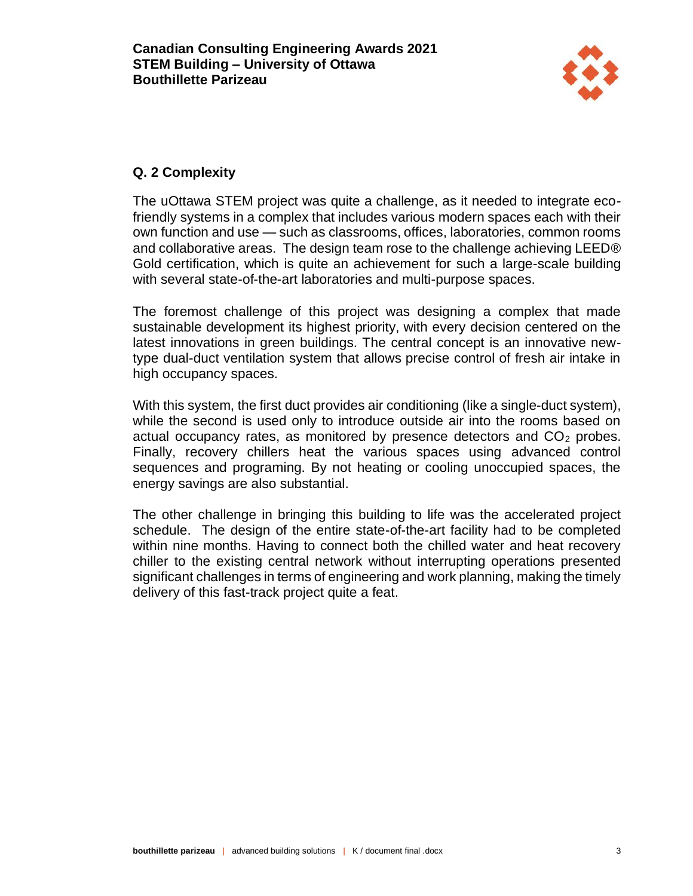## Q. 2 Complexity

The uOttawa STEM project was quite a challenge, as it needed to integrate eco-friendly systems in a complex that includes various modern spaces each with their own function and use — such as classrooms, offices, laboratories, common rooms and collaborative areas. The design team rose to the challenge achieving LEED® Gold certification, which is quite an achievement for such a large-scale building with several state-of-the-art laboratories and multi-purpose spaces.

The foremost challenge of this project was designing a complex that made sustainable development its highest priority, with every decision centered on the latest innovations in green buildings. The central concept is an innovative new-type dual-duct ventilation system that allows precise control of fresh air intake in high occupancy spaces.

With this system, the first duct provides air conditioning (like a single-duct system), while the second is used only to introduce outside air into the rooms based on actual occupancy rates, as monitored by presence detectors and $CO_2$ probes. Finally, recovery chillers heat the various spaces using advanced control sequences and programing. By not heating or cooling unoccupied spaces, the energy savings are also substantial.

The other challenge in bringing this building to life was the accelerated project schedule. The design of the entire state-of-the-art facility had to be completed within nine months. Having to connect both the chilled water and heat recovery chiller to the existing central network without interrupting operations presented significant challenges in terms of engineering and work planning, making the timely delivery of this fast-track project quite a feat.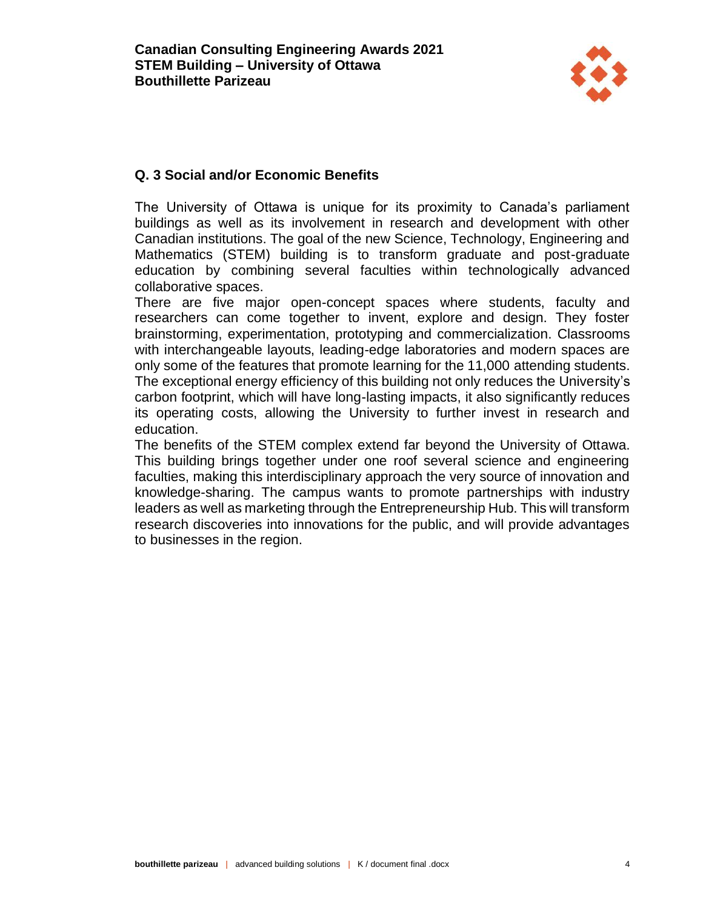## Q. 3 Social and/or Economic Benefits

The University of Ottawa is unique for its proximity to Canada's parliament buildings as well as its involvement in research and development with other Canadian institutions. The goal of the new Science, Technology, Engineering and Mathematics (STEM) building is to transform graduate and post-graduate education by combining several faculties within technologically advanced collaborative spaces.

There are five major open-concept spaces where students, faculty and researchers can come together to invent, explore and design. They foster brainstorming, experimentation, prototyping and commercialization. Classrooms with interchangeable layouts, leading-edge laboratories and modern spaces are only some of the features that promote learning for the 11,000 attending students.

The exceptional energy efficiency of this building not only reduces the University's carbon footprint, which will have long-lasting impacts, it also significantly reduces its operating costs, allowing the University to further invest in research and education.

The benefits of the STEM complex extend far beyond the University of Ottawa. This building brings together under one roof several science and engineering faculties, making this interdisciplinary approach the very source of innovation and knowledge-sharing. The campus wants to promote partnerships with industry leaders as well as marketing through the Entrepreneurship Hub. This will transform research discoveries into innovations for the public, and will provide advantages to businesses in the region.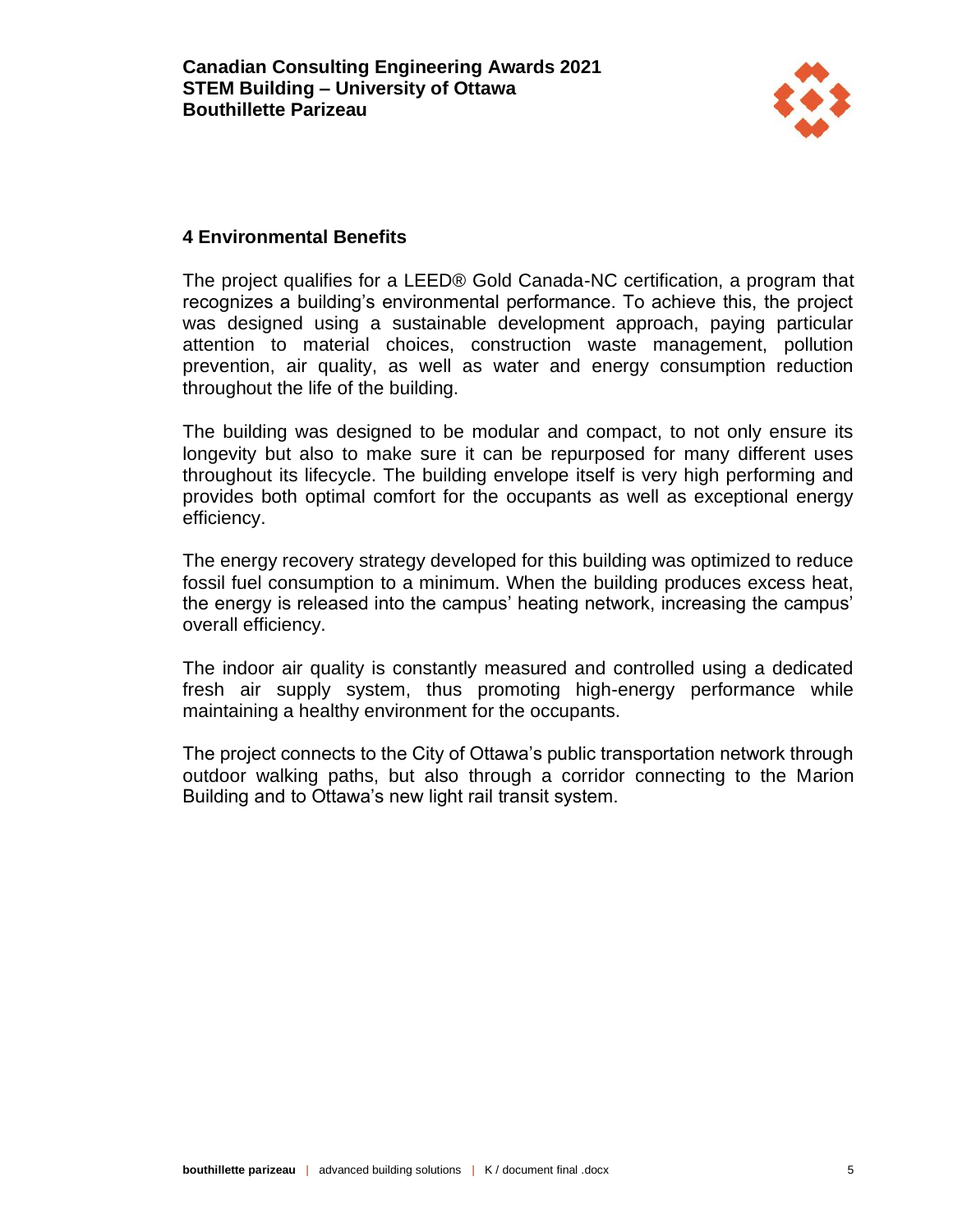## 4 Environmental Benefits

The project qualifies for a LEED® Gold Canada-NC certification, a program that recognizes a building's environmental performance. To achieve this, the project was designed using a sustainable development approach, paying particular attention to material choices, construction waste management, pollution prevention, air quality, as well as water and energy consumption reduction throughout the life of the building.

The building was designed to be modular and compact, to not only ensure its longevity but also to make sure it can be repurposed for many different uses throughout its lifecycle. The building envelope itself is very high performing and provides both optimal comfort for the occupants as well as exceptional energy efficiency.

The energy recovery strategy developed for this building was optimized to reduce fossil fuel consumption to a minimum. When the building produces excess heat, the energy is released into the campus' heating network, increasing the campus' overall efficiency.

The indoor air quality is constantly measured and controlled using a dedicated fresh air supply system, thus promoting high-energy performance while maintaining a healthy environment for the occupants.

The project connects to the City of Ottawa's public transportation network through outdoor walking paths, but also through a corridor connecting to the Marion Building and to Ottawa's new light rail transit system.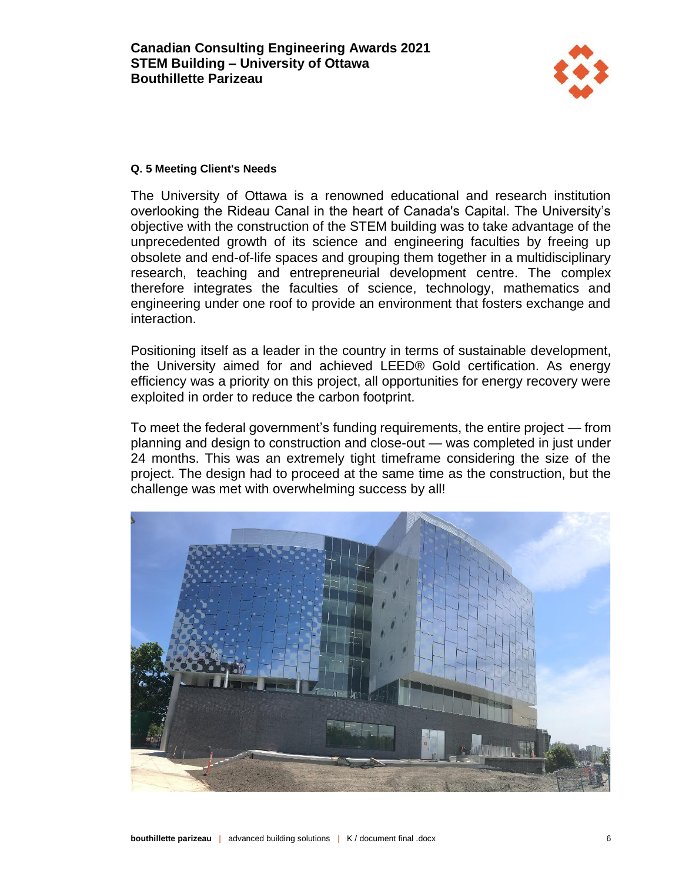### Q. 5 Meeting Client's Needs

The University of Ottawa is a renowned educational and research institution overlooking the Rideau Canal in the heart of Canada's Capital. The University's objective with the construction of the STEM building was to take advantage of the unprecedented growth of its science and engineering faculties by freeing up obsolete and end-of-life spaces and grouping them together in a multidisciplinary research, teaching and entrepreneurial development centre. The complex therefore integrates the faculties of science, technology, mathematics and engineering under one roof to provide an environment that fosters exchange and interaction.

Positioning itself as a leader in the country in terms of sustainable development, the University aimed for and achieved LEED® Gold certification. As energy efficiency was a priority on this project, all opportunities for energy recovery were exploited in order to reduce the carbon footprint.

To meet the federal government's funding requirements, the entire project — from planning and design to construction and close-out — was completed in just under 24 months. This was an extremely tight timeframe considering the size of the project. The design had to proceed at the same time as the construction, but the challenge was met with overwhelming success by all!